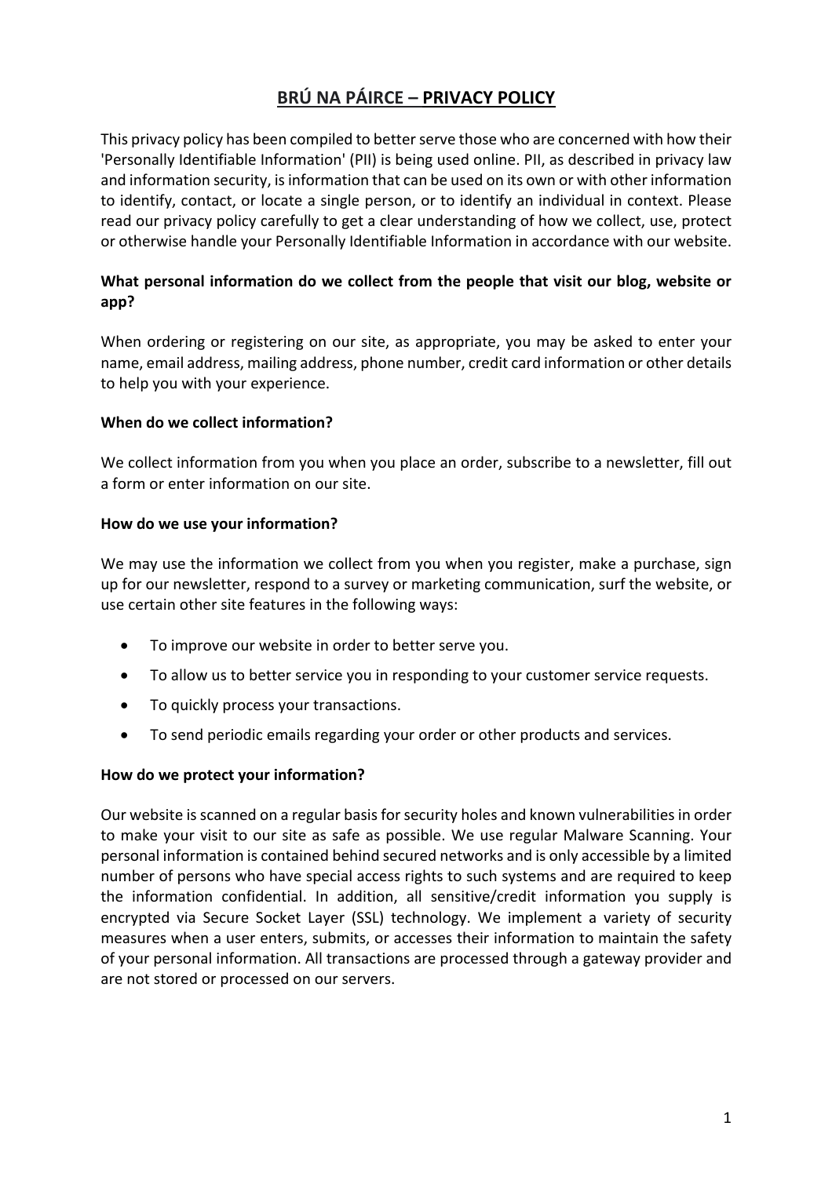# BRÚ NA PÁIRCE – PRIVACY POLICY

This privacy policy has been compiled to better serve those who are concerned with how their 'Personally Identifiable Information' (PII) is being used online. PII, as described in privacy law and information security, is information that can be used on its own or with other information to identify, contact, or locate a single person, or to identify an individual in context. Please read our privacy policy carefully to get a clear understanding of how we collect, use, protect or otherwise handle your Personally Identifiable Information in accordance with our website.

**What personal information do we collect from the people that visit our blog, website or app?**

When ordering or registering on our site, as appropriate, you may be asked to enter your name, email address, mailing address, phone number, credit card information or other details to help you with your experience.

**When do we collect information?**

We collect information from you when you place an order, subscribe to a newsletter, fill out a form or enter information on our site.

**How do we use your information?**

We may use the information we collect from you when you register, make a purchase, sign up for our newsletter, respond to a survey or marketing communication, surf the website, or use certain other site features in the following ways:

- To improve our website in order to better serve you.
- To allow us to better service you in responding to your customer service requests.
- To quickly process your transactions.
- To send periodic emails regarding your order or other products and services.

**How do we protect your information?**

Our website is scanned on a regular basis for security holes and known vulnerabilities in order to make your visit to our site as safe as possible. We use regular Malware Scanning. Your personal information is contained behind secured networks and is only accessible by a limited number of persons who have special access rights to such systems and are required to keep the information confidential. In addition, all sensitive/credit information you supply is encrypted via Secure Socket Layer (SSL) technology. We implement a variety of security measures when a user enters, submits, or accesses their information to maintain the safety of your personal information. All transactions are processed through a gateway provider and are not stored or processed on our servers.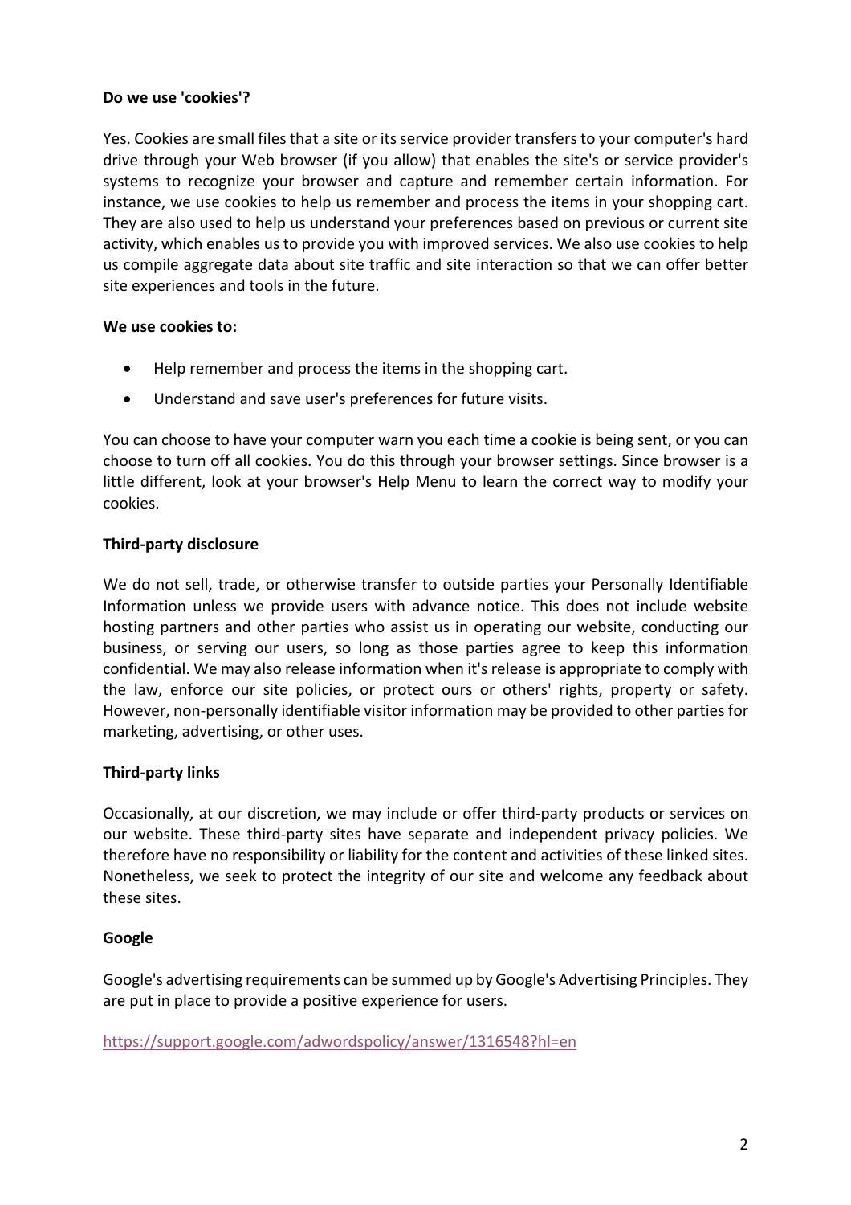**Do we use 'cookies'?**

Yes. Cookies are small files that a site or its service provider transfers to your computer's hard drive through your Web browser (if you allow) that enables the site's or service provider's systems to recognize your browser and capture and remember certain information. For instance, we use cookies to help us remember and process the items in your shopping cart. They are also used to help us understand your preferences based on previous or current site activity, which enables us to provide you with improved services. We also use cookies to help us compile aggregate data about site traffic and site interaction so that we can offer better site experiences and tools in the future.

**We use cookies to:**

- Help remember and process the items in the shopping cart.
- Understand and save user's preferences for future visits.

You can choose to have your computer warn you each time a cookie is being sent, or you can choose to turn off all cookies. You do this through your browser settings. Since browser is a little different, look at your browser's Help Menu to learn the correct way to modify your cookies.

**Third-party disclosure**

We do not sell, trade, or otherwise transfer to outside parties your Personally Identifiable Information unless we provide users with advance notice. This does not include website hosting partners and other parties who assist us in operating our website, conducting our business, or serving our users, so long as those parties agree to keep this information confidential. We may also release information when it's release is appropriate to comply with the law, enforce our site policies, or protect ours or others' rights, property or safety. However, non-personally identifiable visitor information may be provided to other parties for marketing, advertising, or other uses.

**Third-party links**

Occasionally, at our discretion, we may include or offer third-party products or services on our website. These third-party sites have separate and independent privacy policies. We therefore have no responsibility or liability for the content and activities of these linked sites. Nonetheless, we seek to protect the integrity of our site and welcome any feedback about these sites.

**Google**

Google's advertising requirements can be summed up by Google's Advertising Principles. They are put in place to provide a positive experience for users.

https://support.google.com/adwordspolicy/answer/1316548?hl=en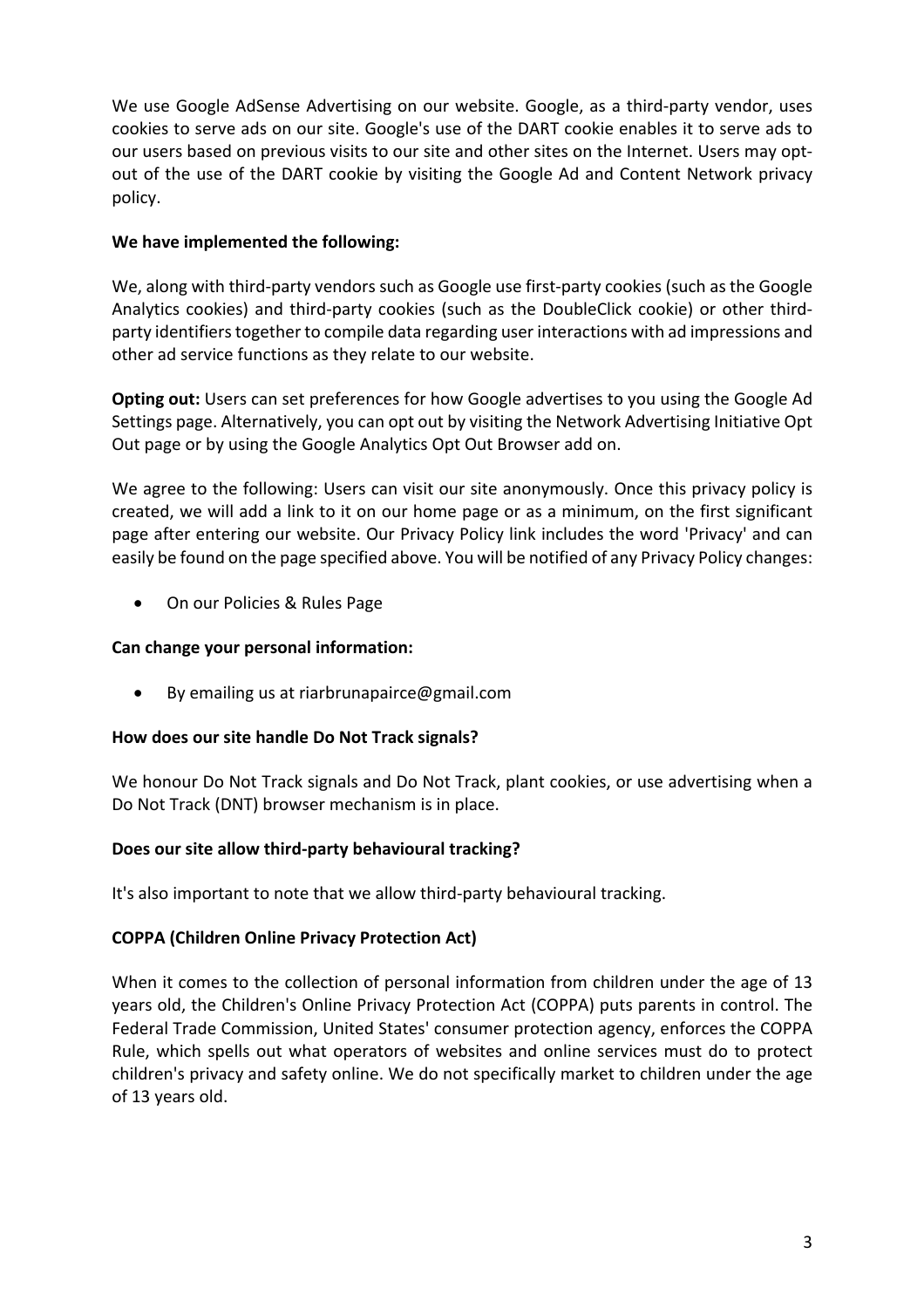We use Google AdSense Advertising on our website. Google, as a third-party vendor, uses cookies to serve ads on our site. Google's use of the DART cookie enables it to serve ads to our users based on previous visits to our site and other sites on the Internet. Users may opt-out of the use of the DART cookie by visiting the Google Ad and Content Network privacy policy.

**We have implemented the following:**

We, along with third-party vendors such as Google use first-party cookies (such as the Google Analytics cookies) and third-party cookies (such as the DoubleClick cookie) or other third-party identifiers together to compile data regarding user interactions with ad impressions and other ad service functions as they relate to our website.

**Opting out:** Users can set preferences for how Google advertises to you using the Google Ad Settings page. Alternatively, you can opt out by visiting the Network Advertising Initiative Opt Out page or by using the Google Analytics Opt Out Browser add on.

We agree to the following: Users can visit our site anonymously. Once this privacy policy is created, we will add a link to it on our home page or as a minimum, on the first significant page after entering our website. Our Privacy Policy link includes the word 'Privacy' and can easily be found on the page specified above. You will be notified of any Privacy Policy changes:

- On our Policies & Rules Page

**Can change your personal information:**

- By emailing us at riarbrunapairce@gmail.com

**How does our site handle Do Not Track signals?**

We honour Do Not Track signals and Do Not Track, plant cookies, or use advertising when a Do Not Track (DNT) browser mechanism is in place.

**Does our site allow third-party behavioural tracking?**

It's also important to note that we allow third-party behavioural tracking.

**COPPA (Children Online Privacy Protection Act)**

When it comes to the collection of personal information from children under the age of 13 years old, the Children's Online Privacy Protection Act (COPPA) puts parents in control. The Federal Trade Commission, United States' consumer protection agency, enforces the COPPA Rule, which spells out what operators of websites and online services must do to protect children's privacy and safety online. We do not specifically market to children under the age of 13 years old.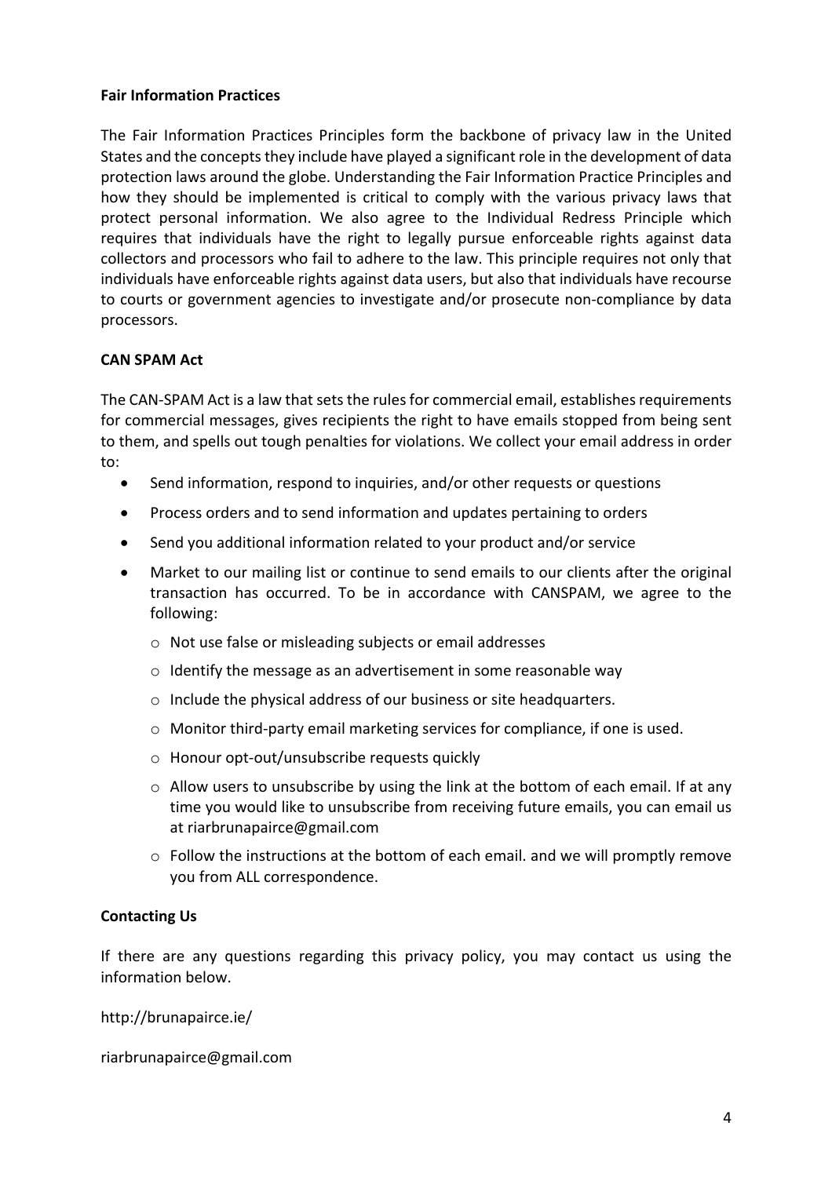**Fair Information Practices**

The Fair Information Practices Principles form the backbone of privacy law in the United States and the concepts they include have played a significant role in the development of data protection laws around the globe. Understanding the Fair Information Practice Principles and how they should be implemented is critical to comply with the various privacy laws that protect personal information. We also agree to the Individual Redress Principle which requires that individuals have the right to legally pursue enforceable rights against data collectors and processors who fail to adhere to the law. This principle requires not only that individuals have enforceable rights against data users, but also that individuals have recourse to courts or government agencies to investigate and/or prosecute non-compliance by data processors.

**CAN SPAM Act**

The CAN-SPAM Act is a law that sets the rules for commercial email, establishes requirements for commercial messages, gives recipients the right to have emails stopped from being sent to them, and spells out tough penalties for violations. We collect your email address in order to:

- Send information, respond to inquiries, and/or other requests or questions
- Process orders and to send information and updates pertaining to orders
- Send you additional information related to your product and/or service
- Market to our mailing list or continue to send emails to our clients after the original transaction has occurred. To be in accordance with CANSPAM, we agree to the following:
    - Not use false or misleading subjects or email addresses
    - Identify the message as an advertisement in some reasonable way
    - Include the physical address of our business or site headquarters.
    - Monitor third-party email marketing services for compliance, if one is used.
    - Honour opt-out/unsubscribe requests quickly
    - Allow users to unsubscribe by using the link at the bottom of each email. If at any time you would like to unsubscribe from receiving future emails, you can email us at riarbrunapairce@gmail.com
    - Follow the instructions at the bottom of each email. and we will promptly remove you from ALL correspondence.

**Contacting Us**

If there are any questions regarding this privacy policy, you may contact us using the information below.

http://brunapairce.ie/

riarbrunapairce@gmail.com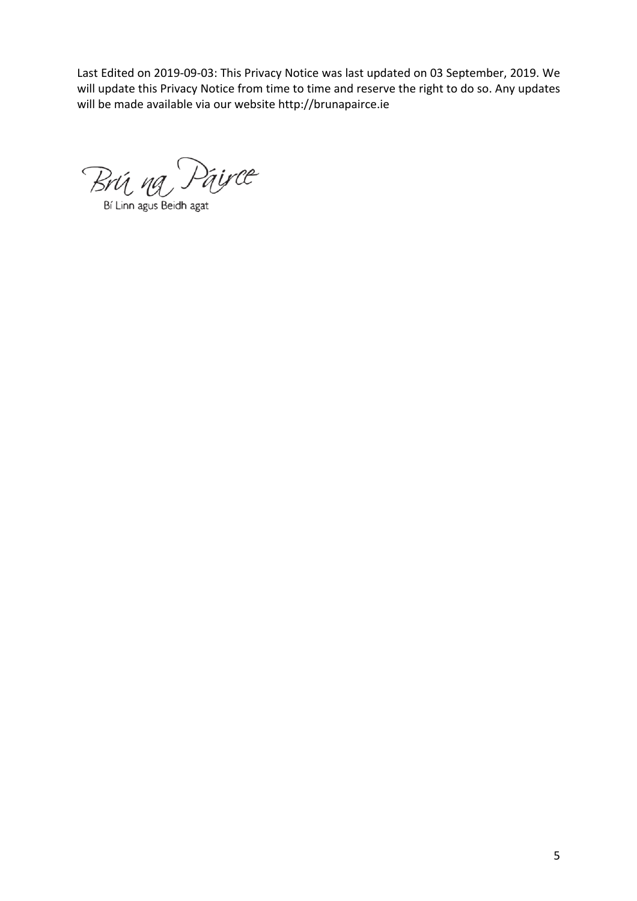Last Edited on 2019-09-03: This Privacy Notice was last updated on 03 September, 2019. We will update this Privacy Notice from time to time and reserve the right to do so. Any updates will be made available via our website http://brunapairce.ie

Brú na Páirce

Bí Linn agus Beidh agat